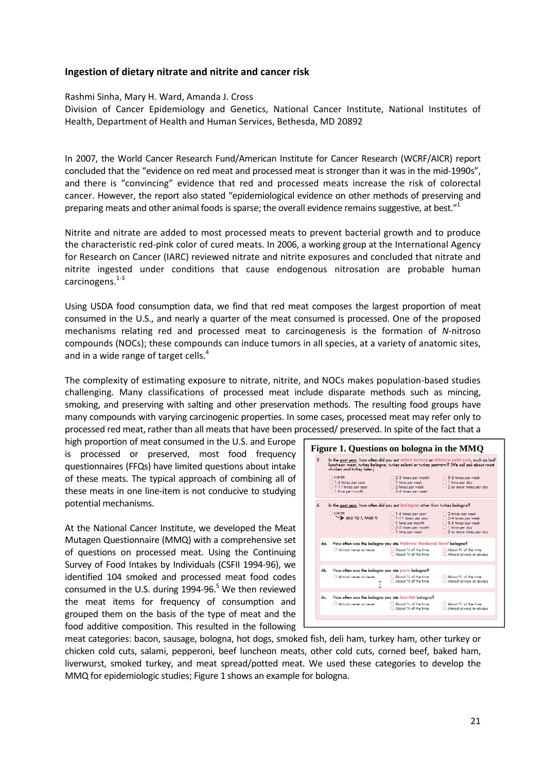### Ingestion of dietary nitrate and nitrite and cancer risk

Rashmi Sinha, Mary H. Ward, Amanda J. Cross

Division of Cancer Epidemiology and Genetics, National Cancer Institute, National Institutes of Health, Department of Health and Human Services, Bethesda, MD 20892

In 2007, the World Cancer Research Fund/American Institute for Cancer Research (WCRF/AICR) report concluded that the "evidence on red meat and processed meat is stronger than it was in the mid-1990s", and there is "convincing" evidence that red and processed meats increase the risk of colorectal cancer. However, the report also stated "epidemiological evidence on other methods of preserving and preparing meats and other animal foods is sparse; the overall evidence remains suggestive, at best."[1]

Nitrite and nitrate are added to most processed meats to prevent bacterial growth and to produce the characteristic red-pink color of cured meats. In 2006, a working group at the International Agency for Research on Cancer (IARC) reviewed nitrate and nitrite exposures and concluded that nitrate and nitrite ingested under conditions that cause endogenous nitrosation are probable human carcinogens.[1-3]

Using USDA food consumption data, we find that red meat composes the largest proportion of meat consumed in the U.S., and nearly a quarter of the meat consumed is processed. One of the proposed mechanisms relating red and processed meat to carcinogenesis is the formation of *N*-nitroso compounds (NOCs); these compounds can induce tumors in all species, at a variety of anatomic sites, and in a wide range of target cells.[4]

The complexity of estimating exposure to nitrate, nitrite, and NOCs makes population-based studies challenging. Many classifications of processed meat include disparate methods such as mincing, smoking, and preserving with salting and other preservation methods. The resulting food groups have many compounds with varying carcinogenic properties. In some cases, processed meat may refer only to processed red meat, rather than all meats that have been processed/ preserved. In spite of the fact that a high proportion of meat consumed in the U.S. and Europe is processed or preserved, most food frequency questionnaires (FFQs) have limited questions about intake of these meats. The typical approach of combining all of these meats in one line-item is not conducive to studying potential mechanisms.

At the National Cancer Institute, we developed the Meat Mutagen Questionnaire (MMQ) with a comprehensive set of questions on processed meat. Using the Continuing Survey of Food Intakes by Individuals (CSFII 1994-96), we identified 104 smoked and processed meat food codes consumed in the U.S. during 1994-96.[5] We then reviewed the meat items for frequency of consumption and grouped them on the basis of the type of meat and the food additive composition. This resulted in the following meat categories: bacon, sausage, bologna, hot dogs, smoked fish, deli ham, turkey ham, other turkey or chicken cold cuts, salami, pepperoni, beef luncheon meats, other cold cuts, corned beef, baked ham, liverwurst, smoked turkey, and meat spread/potted meat. We used these categories to develop the MMQ for epidemiologic studies; Figure 1 shows an example for bologna.

**Figure 1. Questions on bologna in the MMQ**

5. In the past year, how often did you eat other turkey or chicken cold cuts, such as loaf luncheon meat, turkey bologna, turkey salami or turkey pastrami? (We will ask about roast chicken and turkey later.)
   - NEVER / 1-6 times per year / 7-11 times per year / 1 time per month / 2-3 times per month / 1 time per week / 2 times per week / 3-4 times per week / 5-6 times per week / 1 time per day / 2 or more times per day

6. In the past year, how often did you eat bologna other than turkey bologna?
   - NEVER (GO TO 7, PAGE 7) / 1-6 times per year / 7-11 times per year / 1 time per month / 2-3 times per month / 1 time per week / 2 times per week / 3-4 times per week / 5-6 times per week / 1 time per day / 2 or more times per day

   6a. How often was the bologna you ate Hebrew National beef bologna?
   - Almost never or never / About ¼ of the time / About ½ of the time / About ¾ of the time / Almost always or always

   6b. How often was the bologna you ate pork bologna?
   - Almost never or never / About ¼ of the time / About ½ of the time / About ¾ of the time / Almost always or always

   6c. How often was the bologna you ate low-fat bologna?
   - Almost never or never / About ¼ of the time / About ½ of the time / About ¾ of the time / Almost always or always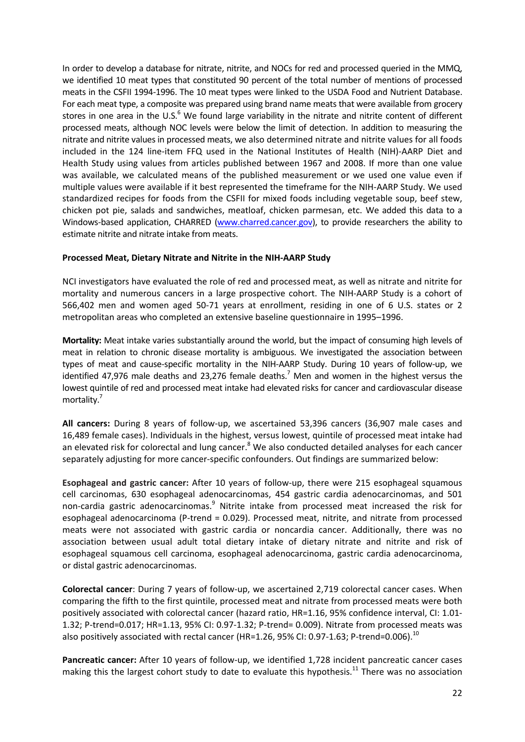In order to develop a database for nitrate, nitrite, and NOCs for red and processed queried in the MMQ, we identified 10 meat types that constituted 90 percent of the total number of mentions of processed meats in the CSFII 1994-1996. The 10 meat types were linked to the USDA Food and Nutrient Database. For each meat type, a composite was prepared using brand name meats that were available from grocery stores in one area in the U.S.[6] We found large variability in the nitrate and nitrite content of different processed meats, although NOC levels were below the limit of detection. In addition to measuring the nitrate and nitrite values in processed meats, we also determined nitrate and nitrite values for all foods included in the 124 line-item FFQ used in the National Institutes of Health (NIH)-AARP Diet and Health Study using values from articles published between 1967 and 2008. If more than one value was available, we calculated means of the published measurement or we used one value even if multiple values were available if it best represented the timeframe for the NIH-AARP Study. We used standardized recipes for foods from the CSFII for mixed foods including vegetable soup, beef stew, chicken pot pie, salads and sandwiches, meatloaf, chicken parmesan, etc. We added this data to a Windows-based application, CHARRED (www.charred.cancer.gov), to provide researchers the ability to estimate nitrite and nitrate intake from meats.

**Processed Meat, Dietary Nitrate and Nitrite in the NIH-AARP Study**

NCI investigators have evaluated the role of red and processed meat, as well as nitrate and nitrite for mortality and numerous cancers in a large prospective cohort. The NIH-AARP Study is a cohort of 566,402 men and women aged 50-71 years at enrollment, residing in one of 6 U.S. states or 2 metropolitan areas who completed an extensive baseline questionnaire in 1995–1996.

**Mortality:** Meat intake varies substantially around the world, but the impact of consuming high levels of meat in relation to chronic disease mortality is ambiguous. We investigated the association between types of meat and cause-specific mortality in the NIH-AARP Study. During 10 years of follow-up, we identified 47,976 male deaths and 23,276 female deaths.[7] Men and women in the highest versus the lowest quintile of red and processed meat intake had elevated risks for cancer and cardiovascular disease mortality.[7]

**All cancers:** During 8 years of follow-up, we ascertained 53,396 cancers (36,907 male cases and 16,489 female cases). Individuals in the highest, versus lowest, quintile of processed meat intake had an elevated risk for colorectal and lung cancer.[8] We also conducted detailed analyses for each cancer separately adjusting for more cancer-specific confounders. Out findings are summarized below:

**Esophageal and gastric cancer:** After 10 years of follow-up, there were 215 esophageal squamous cell carcinomas, 630 esophageal adenocarcinomas, 454 gastric cardia adenocarcinomas, and 501 non-cardia gastric adenocarcinomas.[9] Nitrite intake from processed meat increased the risk for esophageal adenocarcinoma (P-trend = 0.029). Processed meat, nitrite, and nitrate from processed meats were not associated with gastric cardia or noncardia cancer. Additionally, there was no association between usual adult total dietary intake of dietary nitrate and nitrite and risk of esophageal squamous cell carcinoma, esophageal adenocarcinoma, gastric cardia adenocarcinoma, or distal gastric adenocarcinomas.

**Colorectal cancer**: During 7 years of follow-up, we ascertained 2,719 colorectal cancer cases. When comparing the fifth to the first quintile, processed meat and nitrate from processed meats were both positively associated with colorectal cancer (hazard ratio, HR=1.16, 95% confidence interval, CI: 1.01-1.32; P-trend=0.017; HR=1.13, 95% CI: 0.97-1.32; P-trend= 0.009). Nitrate from processed meats was also positively associated with rectal cancer (HR=1.26, 95% CI: 0.97-1.63; P-trend=0.006).[10]

**Pancreatic cancer:** After 10 years of follow-up, we identified 1,728 incident pancreatic cancer cases making this the largest cohort study to date to evaluate this hypothesis.[11] There was no association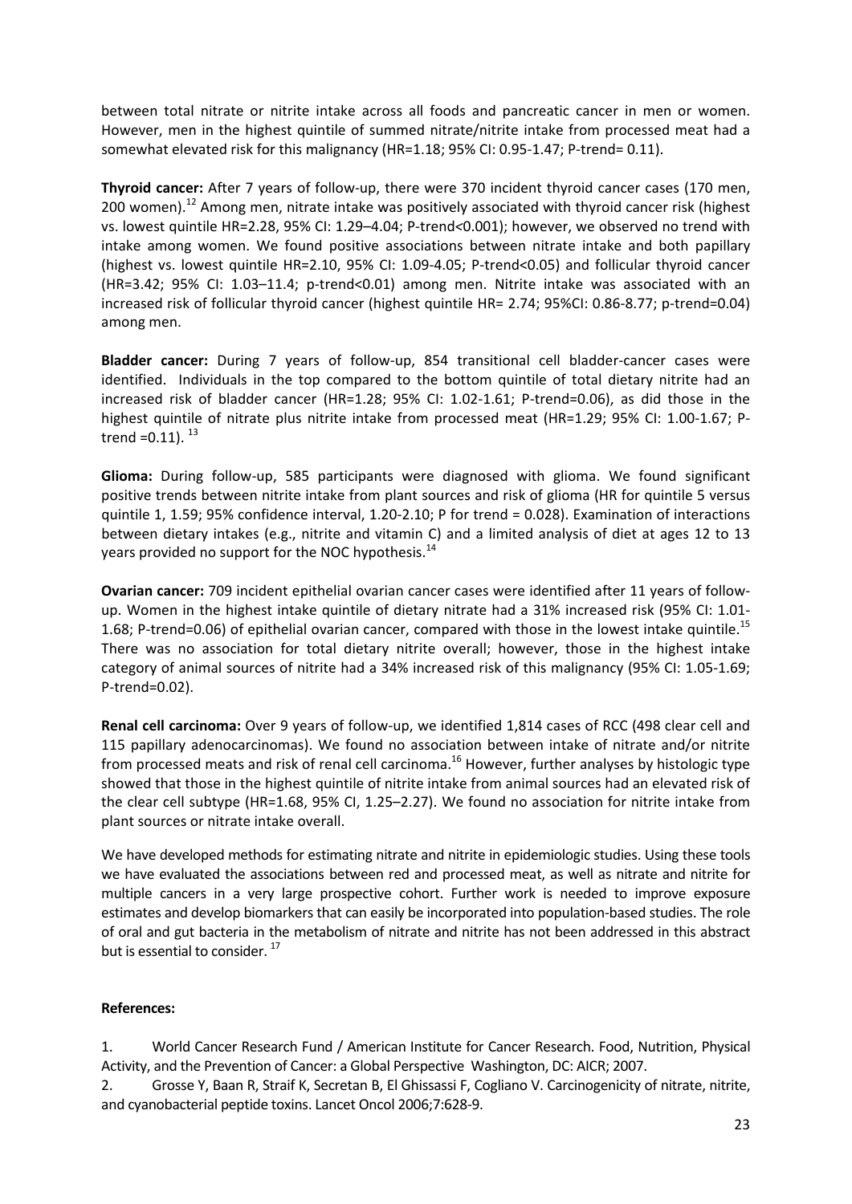between total nitrate or nitrite intake across all foods and pancreatic cancer in men or women. However, men in the highest quintile of summed nitrate/nitrite intake from processed meat had a somewhat elevated risk for this malignancy (HR=1.18; 95% CI: 0.95-1.47; P-trend= 0.11).

**Thyroid cancer:** After 7 years of follow-up, there were 370 incident thyroid cancer cases (170 men, 200 women).[12] Among men, nitrate intake was positively associated with thyroid cancer risk (highest vs. lowest quintile HR=2.28, 95% CI: 1.29–4.04; P-trend<0.001); however, we observed no trend with intake among women. We found positive associations between nitrate intake and both papillary (highest vs. lowest quintile HR=2.10, 95% CI: 1.09-4.05; P-trend<0.05) and follicular thyroid cancer (HR=3.42; 95% CI: 1.03–11.4; p-trend<0.01) among men. Nitrite intake was associated with an increased risk of follicular thyroid cancer (highest quintile HR= 2.74; 95%CI: 0.86-8.77; p-trend=0.04) among men.

**Bladder cancer:** During 7 years of follow-up, 854 transitional cell bladder-cancer cases were identified. Individuals in the top compared to the bottom quintile of total dietary nitrite had an increased risk of bladder cancer (HR=1.28; 95% CI: 1.02-1.61; P-trend=0.06), as did those in the highest quintile of nitrate plus nitrite intake from processed meat (HR=1.29; 95% CI: 1.00-1.67; P-trend =0.11). [13]

**Glioma:** During follow-up, 585 participants were diagnosed with glioma. We found significant positive trends between nitrite intake from plant sources and risk of glioma (HR for quintile 5 versus quintile 1, 1.59; 95% confidence interval, 1.20-2.10; P for trend = 0.028). Examination of interactions between dietary intakes (e.g., nitrite and vitamin C) and a limited analysis of diet at ages 12 to 13 years provided no support for the NOC hypothesis.[14]

**Ovarian cancer:** 709 incident epithelial ovarian cancer cases were identified after 11 years of follow-up. Women in the highest intake quintile of dietary nitrate had a 31% increased risk (95% CI: 1.01-1.68; P-trend=0.06) of epithelial ovarian cancer, compared with those in the lowest intake quintile.[15] There was no association for total dietary nitrite overall; however, those in the highest intake category of animal sources of nitrite had a 34% increased risk of this malignancy (95% CI: 1.05-1.69; P-trend=0.02).

**Renal cell carcinoma:** Over 9 years of follow-up, we identified 1,814 cases of RCC (498 clear cell and 115 papillary adenocarcinomas). We found no association between intake of nitrate and/or nitrite from processed meats and risk of renal cell carcinoma.[16] However, further analyses by histologic type showed that those in the highest quintile of nitrite intake from animal sources had an elevated risk of the clear cell subtype (HR=1.68, 95% CI, 1.25–2.27). We found no association for nitrite intake from plant sources or nitrate intake overall.

We have developed methods for estimating nitrate and nitrite in epidemiologic studies. Using these tools we have evaluated the associations between red and processed meat, as well as nitrate and nitrite for multiple cancers in a very large prospective cohort. Further work is needed to improve exposure estimates and develop biomarkers that can easily be incorporated into population-based studies. The role of oral and gut bacteria in the metabolism of nitrate and nitrite has not been addressed in this abstract but is essential to consider. [17]

**References:**

1. World Cancer Research Fund / American Institute for Cancer Research. Food, Nutrition, Physical Activity, and the Prevention of Cancer: a Global Perspective Washington, DC: AICR; 2007.
2. Grosse Y, Baan R, Straif K, Secretan B, El Ghissassi F, Cogliano V. Carcinogenicity of nitrate, nitrite, and cyanobacterial peptide toxins. Lancet Oncol 2006;7:628-9.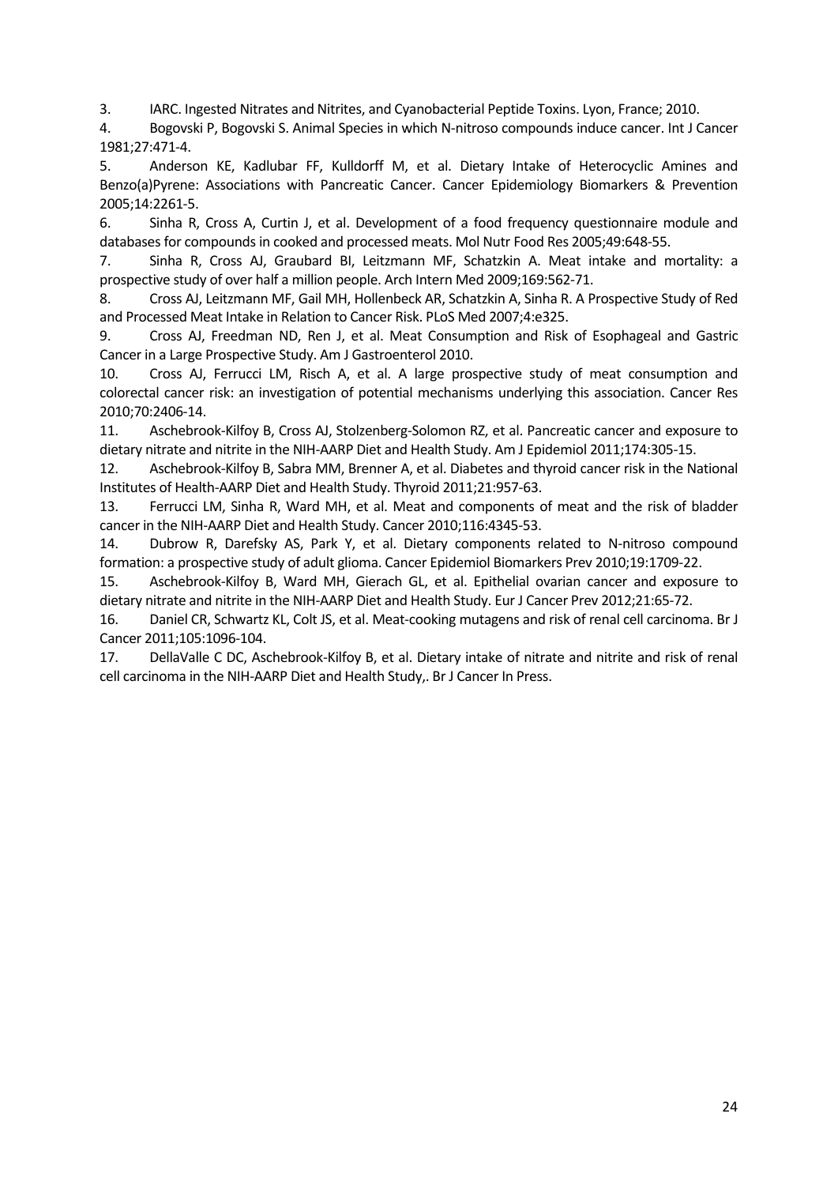3. IARC. Ingested Nitrates and Nitrites, and Cyanobacterial Peptide Toxins. Lyon, France; 2010.
4. Bogovski P, Bogovski S. Animal Species in which N-nitroso compounds induce cancer. Int J Cancer 1981;27:471-4.
5. Anderson KE, Kadlubar FF, Kulldorff M, et al. Dietary Intake of Heterocyclic Amines and Benzo(a)Pyrene: Associations with Pancreatic Cancer. Cancer Epidemiology Biomarkers & Prevention 2005;14:2261-5.
6. Sinha R, Cross A, Curtin J, et al. Development of a food frequency questionnaire module and databases for compounds in cooked and processed meats. Mol Nutr Food Res 2005;49:648-55.
7. Sinha R, Cross AJ, Graubard BI, Leitzmann MF, Schatzkin A. Meat intake and mortality: a prospective study of over half a million people. Arch Intern Med 2009;169:562-71.
8. Cross AJ, Leitzmann MF, Gail MH, Hollenbeck AR, Schatzkin A, Sinha R. A Prospective Study of Red and Processed Meat Intake in Relation to Cancer Risk. PLoS Med 2007;4:e325.
9. Cross AJ, Freedman ND, Ren J, et al. Meat Consumption and Risk of Esophageal and Gastric Cancer in a Large Prospective Study. Am J Gastroenterol 2010.
10. Cross AJ, Ferrucci LM, Risch A, et al. A large prospective study of meat consumption and colorectal cancer risk: an investigation of potential mechanisms underlying this association. Cancer Res 2010;70:2406-14.
11. Aschebrook-Kilfoy B, Cross AJ, Stolzenberg-Solomon RZ, et al. Pancreatic cancer and exposure to dietary nitrate and nitrite in the NIH-AARP Diet and Health Study. Am J Epidemiol 2011;174:305-15.
12. Aschebrook-Kilfoy B, Sabra MM, Brenner A, et al. Diabetes and thyroid cancer risk in the National Institutes of Health-AARP Diet and Health Study. Thyroid 2011;21:957-63.
13. Ferrucci LM, Sinha R, Ward MH, et al. Meat and components of meat and the risk of bladder cancer in the NIH-AARP Diet and Health Study. Cancer 2010;116:4345-53.
14. Dubrow R, Darefsky AS, Park Y, et al. Dietary components related to N-nitroso compound formation: a prospective study of adult glioma. Cancer Epidemiol Biomarkers Prev 2010;19:1709-22.
15. Aschebrook-Kilfoy B, Ward MH, Gierach GL, et al. Epithelial ovarian cancer and exposure to dietary nitrate and nitrite in the NIH-AARP Diet and Health Study. Eur J Cancer Prev 2012;21:65-72.
16. Daniel CR, Schwartz KL, Colt JS, et al. Meat-cooking mutagens and risk of renal cell carcinoma. Br J Cancer 2011;105:1096-104.
17. DellaValle C DC, Aschebrook-Kilfoy B, et al. Dietary intake of nitrate and nitrite and risk of renal cell carcinoma in the NIH-AARP Diet and Health Study,. Br J Cancer In Press.